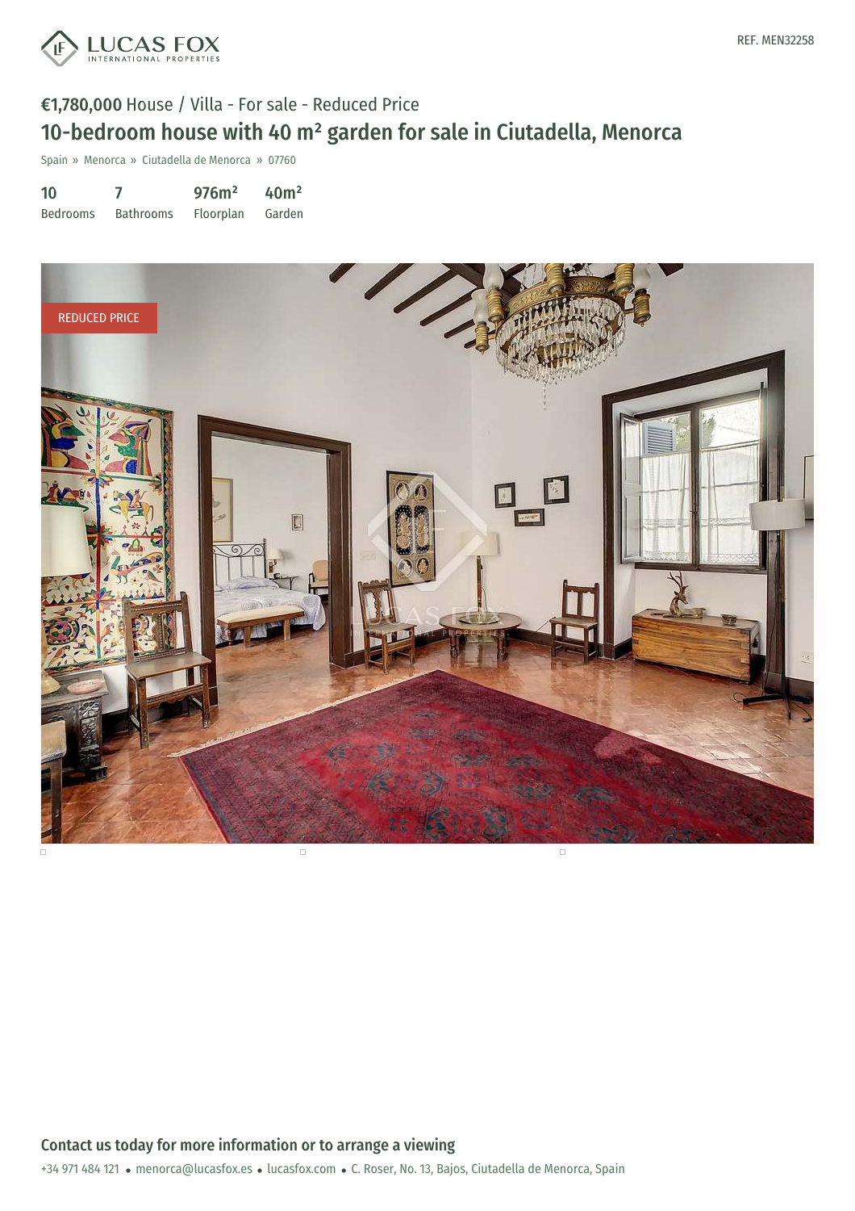REF. MEN32258

**€1,780,000** House / Villa - For sale - Reduced Price

# 10-bedroom house with 40 m² garden for sale in Ciutadella, Menorca

Spain » Menorca » Ciutadella de Menorca » 07760

| 10 | 7 | 976m² | 40m² |
|---|---|---|---|
| Bedrooms | Bathrooms | Floorplan | Garden |

REDUCED PRICE

## Contact us today for more information or to arrange a viewing

+34 971 484 121 • menorca@lucasfox.es • lucasfox.com • C. Roser, No. 13, Bajos, Ciutadella de Menorca, Spain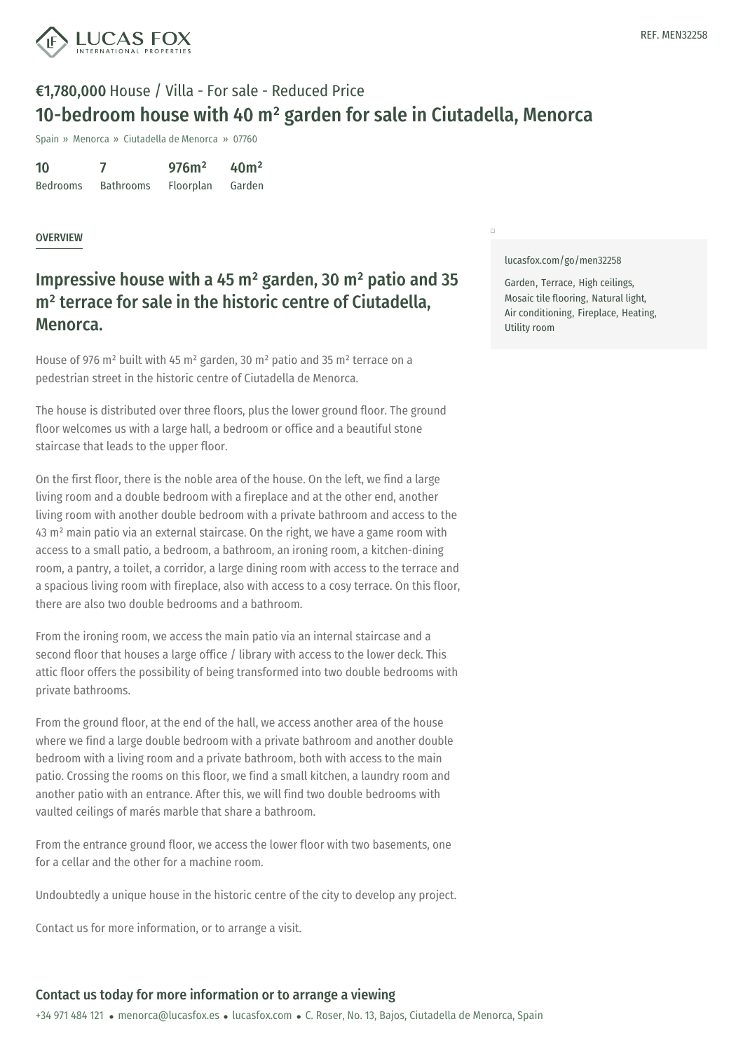REF. MEN32258

**€1,780,000** House / Villa - For sale - Reduced Price

# 10-bedroom house with 40 m² garden for sale in Ciutadella, Menorca

Spain » Menorca » Ciutadella de Menorca » 07760

| 10 | 7 | 976m² | 40m² |
|---|---|---|---|
| Bedrooms | Bathrooms | Floorplan | Garden |

OVERVIEW

## Impressive house with a 45 m² garden, 30 m² patio and 35 m² terrace for sale in the historic centre of Ciutadella, Menorca.

House of 976 m² built with 45 m² garden, 30 m² patio and 35 m² terrace on a pedestrian street in the historic centre of Ciutadella de Menorca.

The house is distributed over three floors, plus the lower ground floor. The ground floor welcomes us with a large hall, a bedroom or office and a beautiful stone staircase that leads to the upper floor.

On the first floor, there is the noble area of the house. On the left, we find a large living room and a double bedroom with a fireplace and at the other end, another living room with another double bedroom with a private bathroom and access to the 43 m² main patio via an external staircase. On the right, we have a game room with access to a small patio, a bedroom, a bathroom, an ironing room, a kitchen-dining room, a pantry, a toilet, a corridor, a large dining room with access to the terrace and a spacious living room with fireplace, also with access to a cosy terrace. On this floor, there are also two double bedrooms and a bathroom.

From the ironing room, we access the main patio via an internal staircase and a second floor that houses a large office / library with access to the lower deck. This attic floor offers the possibility of being transformed into two double bedrooms with private bathrooms.

From the ground floor, at the end of the hall, we access another area of the house where we find a large double bedroom with a private bathroom and another double bedroom with a living room and a private bathroom, both with access to the main patio. Crossing the rooms on this floor, we find a small kitchen, a laundry room and another patio with an entrance. After this, we will find two double bedrooms with vaulted ceilings of marés marble that share a bathroom.

From the entrance ground floor, we access the lower floor with two basements, one for a cellar and the other for a machine room.

Undoubtedly a unique house in the historic centre of the city to develop any project.

Contact us for more information, or to arrange a visit.

lucasfox.com/go/men32258

Garden, Terrace, High ceilings, Mosaic tile flooring, Natural light, Air conditioning, Fireplace, Heating, Utility room

### Contact us today for more information or to arrange a viewing

+34 971 484 121 • menorca@lucasfox.es • lucasfox.com • C. Roser, No. 13, Bajos, Ciutadella de Menorca, Spain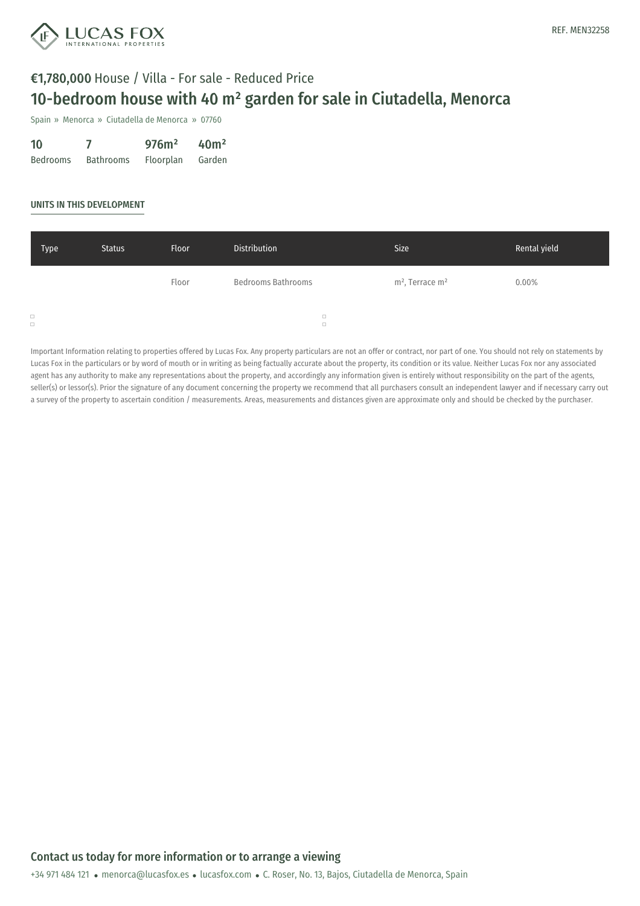REF. MEN32258

**€1,780,000** House / Villa - For sale - Reduced Price

# 10-bedroom house with 40 m² garden for sale in Ciutadella, Menorca

Spain » Menorca » Ciutadella de Menorca » 07760

| 10 | 7 | 976m² | 40m² |
|---|---|---|---|
| Bedrooms | Bathrooms | Floorplan | Garden |

## UNITS IN THIS DEVELOPMENT

| Type | Status | Floor | Distribution | Size | Rental yield |
|---|---|---|---|---|---|
| | | Floor | Bedrooms Bathrooms | m², Terrace m² | 0.00% |

Important Information relating to properties offered by Lucas Fox. Any property particulars are not an offer or contract, nor part of one. You should not rely on statements by Lucas Fox in the particulars or by word of mouth or in writing as being factually accurate about the property, its condition or its value. Neither Lucas Fox nor any associated agent has any authority to make any representations about the property, and accordingly any information given is entirely without responsibility on the part of the agents, seller(s) or lessor(s). Prior the signature of any document concerning the property we recommend that all purchasers consult an independent lawyer and if necessary carry out a survey of the property to ascertain condition / measurements. Areas, measurements and distances given are approximate only and should be checked by the purchaser.

## Contact us today for more information or to arrange a viewing

+34 971 484 121 • menorca@lucasfox.es • lucasfox.com • C. Roser, No. 13, Bajos, Ciutadella de Menorca, Spain